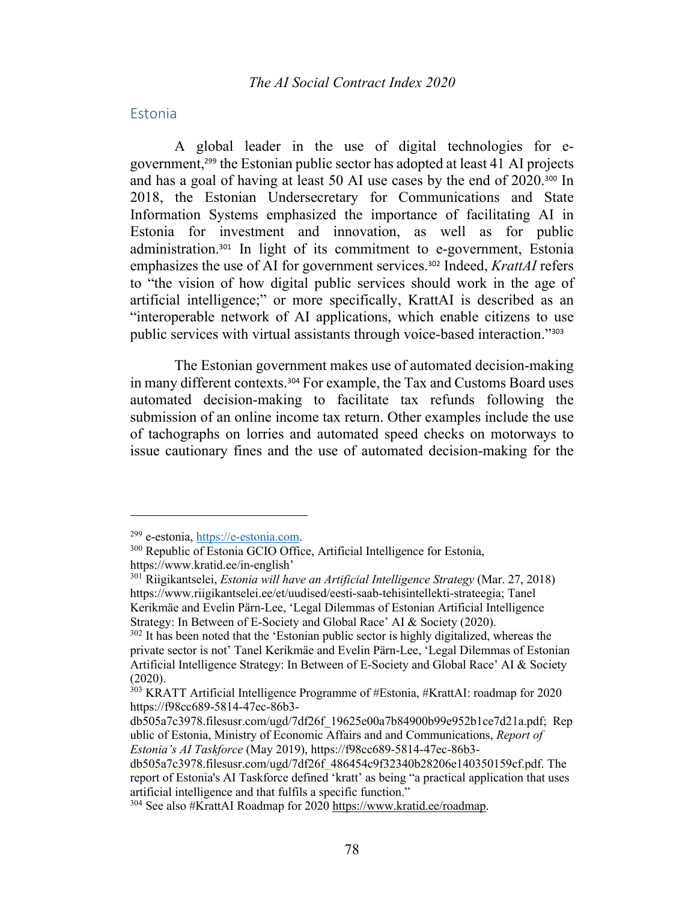## Estonia

A global leader in the use of digital technologies for e-government,[299] the Estonian public sector has adopted at least 41 AI projects and has a goal of having at least 50 AI use cases by the end of 2020.[300] In 2018, the Estonian Undersecretary for Communications and State Information Systems emphasized the importance of facilitating AI in Estonia for investment and innovation, as well as for public administration.[301] In light of its commitment to e-government, Estonia emphasizes the use of AI for government services.[302] Indeed, *KrattAI* refers to "the vision of how digital public services should work in the age of artificial intelligence;" or more specifically, KrattAI is described as an "interoperable network of AI applications, which enable citizens to use public services with virtual assistants through voice-based interaction."[303]

The Estonian government makes use of automated decision-making in many different contexts.[304] For example, the Tax and Customs Board uses automated decision-making to facilitate tax refunds following the submission of an online income tax return. Other examples include the use of tachographs on lorries and automated speed checks on motorways to issue cautionary fines and the use of automated decision-making for the

---

[299] e-estonia, https://e-estonia.com.

[300] Republic of Estonia GCIO Office, Artificial Intelligence for Estonia, https://www.kratid.ee/in-english'

[301] Riigikantselei, *Estonia will have an Artificial Intelligence Strategy* (Mar. 27, 2018) https://www.riigikantselei.ee/et/uudised/eesti-saab-tehisintellekti-strateegia; Tanel Kerikmäe and Evelin Pärn-Lee, 'Legal Dilemmas of Estonian Artificial Intelligence Strategy: In Between of E-Society and Global Race' AI & Society (2020).

[302] It has been noted that the 'Estonian public sector is highly digitalized, whereas the private sector is not' Tanel Kerikmäe and Evelin Pärn-Lee, 'Legal Dilemmas of Estonian Artificial Intelligence Strategy: In Between of E-Society and Global Race' AI & Society (2020).

[303] KRATT Artificial Intelligence Programme of #Estonia, #KrattAI: roadmap for 2020 https://f98cc689-5814-47ec-86b3-db505a7c3978.filesusr.com/ugd/7df26f_19625e00a7b84900b99e952b1ce7d21a.pdf; Republic of Estonia, Ministry of Economic Affairs and and Communications, *Report of Estonia's AI Taskforce* (May 2019), https://f98cc689-5814-47ec-86b3-db505a7c3978.filesusr.com/ugd/7df26f_486454c9f32340b28206e140350159cf.pdf. The report of Estonia's AI Taskforce defined 'kratt' as being "a practical application that uses artificial intelligence and that fulfils a specific function."

[304] See also #KrattAI Roadmap for 2020 https://www.kratid.ee/roadmap.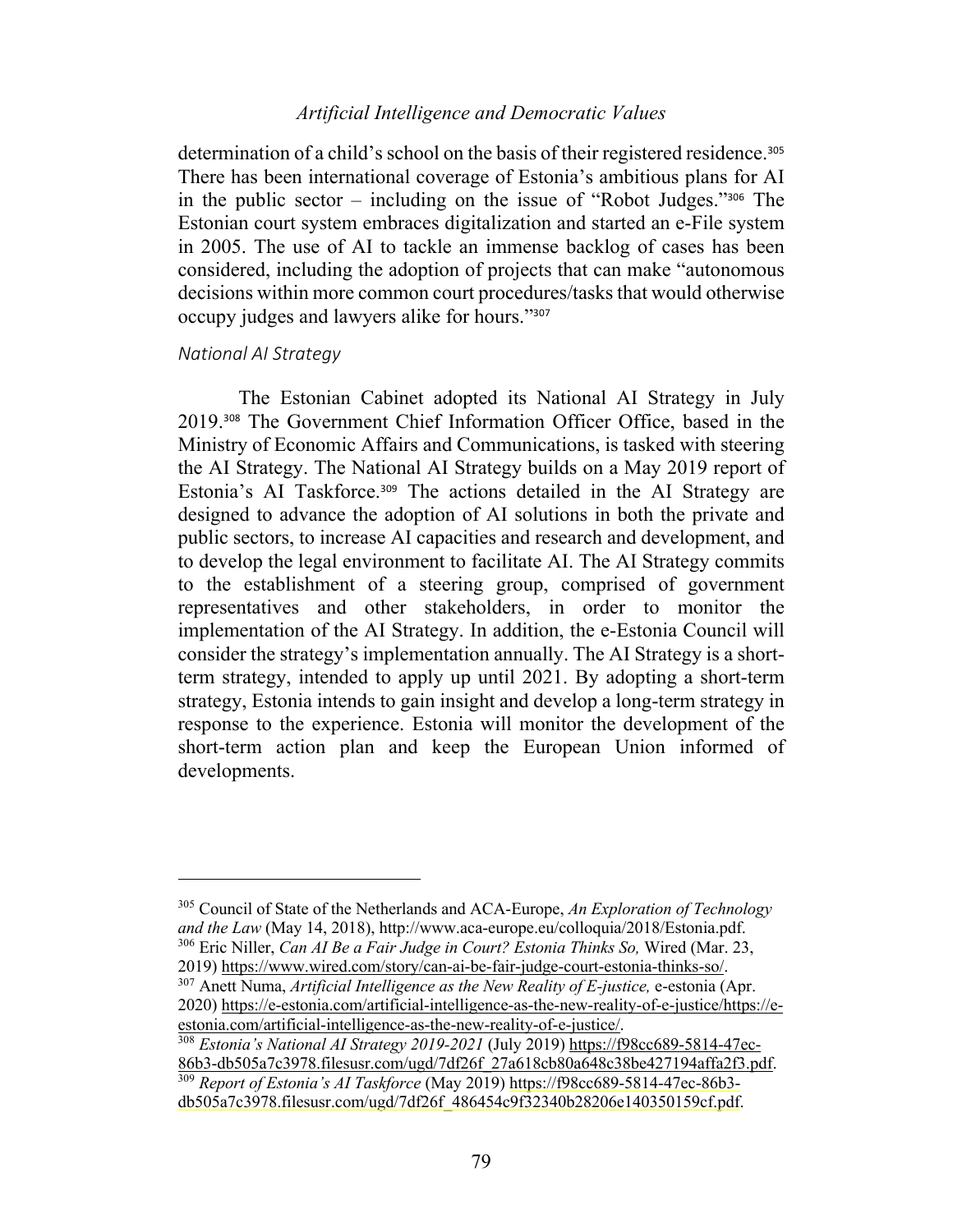determination of a child's school on the basis of their registered residence.[305] There has been international coverage of Estonia's ambitious plans for AI in the public sector – including on the issue of "Robot Judges."[306] The Estonian court system embraces digitalization and started an e-File system in 2005. The use of AI to tackle an immense backlog of cases has been considered, including the adoption of projects that can make "autonomous decisions within more common court procedures/tasks that would otherwise occupy judges and lawyers alike for hours."[307]

### *National AI Strategy*

The Estonian Cabinet adopted its National AI Strategy in July 2019.[308] The Government Chief Information Officer Office, based in the Ministry of Economic Affairs and Communications, is tasked with steering the AI Strategy. The National AI Strategy builds on a May 2019 report of Estonia's AI Taskforce.[309] The actions detailed in the AI Strategy are designed to advance the adoption of AI solutions in both the private and public sectors, to increase AI capacities and research and development, and to develop the legal environment to facilitate AI. The AI Strategy commits to the establishment of a steering group, comprised of government representatives and other stakeholders, in order to monitor the implementation of the AI Strategy. In addition, the e-Estonia Council will consider the strategy's implementation annually. The AI Strategy is a short-term strategy, intended to apply up until 2021. By adopting a short-term strategy, Estonia intends to gain insight and develop a long-term strategy in response to the experience. Estonia will monitor the development of the short-term action plan and keep the European Union informed of developments.

---

[305] Council of State of the Netherlands and ACA-Europe, *An Exploration of Technology and the Law* (May 14, 2018), http://www.aca-europe.eu/colloquia/2018/Estonia.pdf.

[306] Eric Niller, *Can AI Be a Fair Judge in Court? Estonia Thinks So,* Wired (Mar. 23, 2019) https://www.wired.com/story/can-ai-be-fair-judge-court-estonia-thinks-so/.

[307] Anett Numa, *Artificial Intelligence as the New Reality of E-justice,* e-estonia (Apr. 2020) https://e-estonia.com/artificial-intelligence-as-the-new-reality-of-e-justice/https://e-estonia.com/artificial-intelligence-as-the-new-reality-of-e-justice/.

[308] *Estonia's National AI Strategy 2019-2021* (July 2019) https://f98cc689-5814-47ec-86b3-db505a7c3978.filesusr.com/ugd/7df26f_27a618cb80a648c38be427194affa2f3.pdf.

[309] *Report of Estonia's AI Taskforce* (May 2019) https://f98cc689-5814-47ec-86b3-db505a7c3978.filesusr.com/ugd/7df26f_486454c9f32340b28206e140350159cf.pdf.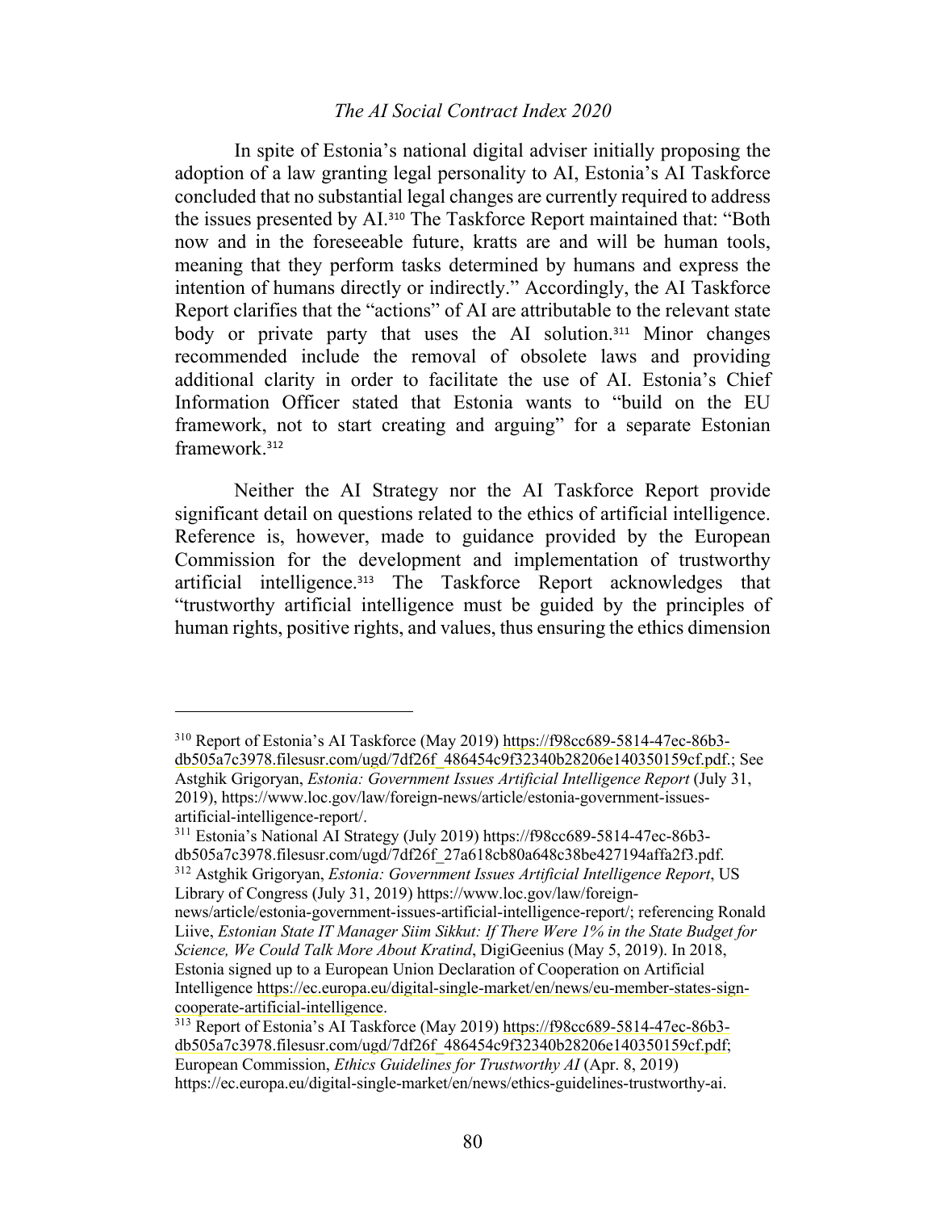In spite of Estonia's national digital adviser initially proposing the adoption of a law granting legal personality to AI, Estonia's AI Taskforce concluded that no substantial legal changes are currently required to address the issues presented by AI.[310] The Taskforce Report maintained that: "Both now and in the foreseeable future, kratts are and will be human tools, meaning that they perform tasks determined by humans and express the intention of humans directly or indirectly." Accordingly, the AI Taskforce Report clarifies that the "actions" of AI are attributable to the relevant state body or private party that uses the AI solution.[311] Minor changes recommended include the removal of obsolete laws and providing additional clarity in order to facilitate the use of AI. Estonia's Chief Information Officer stated that Estonia wants to "build on the EU framework, not to start creating and arguing" for a separate Estonian framework.[312]

Neither the AI Strategy nor the AI Taskforce Report provide significant detail on questions related to the ethics of artificial intelligence. Reference is, however, made to guidance provided by the European Commission for the development and implementation of trustworthy artificial intelligence.[313] The Taskforce Report acknowledges that "trustworthy artificial intelligence must be guided by the principles of human rights, positive rights, and values, thus ensuring the ethics dimension

---

[310] Report of Estonia's AI Taskforce (May 2019) https://f98cc689-5814-47ec-86b3-db505a7c3978.filesusr.com/ugd/7df26f_486454c9f32340b28206e140350159cf.pdf.; See Astghik Grigoryan, *Estonia: Government Issues Artificial Intelligence Report* (July 31, 2019), https://www.loc.gov/law/foreign-news/article/estonia-government-issues-artificial-intelligence-report/.

[311] Estonia's National AI Strategy (July 2019) https://f98cc689-5814-47ec-86b3-db505a7c3978.filesusr.com/ugd/7df26f_27a618cb80a648c38be427194affa2f3.pdf.

[312] Astghik Grigoryan, *Estonia: Government Issues Artificial Intelligence Report*, US Library of Congress (July 31, 2019) https://www.loc.gov/law/foreign-news/article/estonia-government-issues-artificial-intelligence-report/; referencing Ronald Liive, *Estonian State IT Manager Siim Sikkut: If There Were 1% in the State Budget for Science, We Could Talk More About Kratind*, DigiGeenius (May 5, 2019). In 2018, Estonia signed up to a European Union Declaration of Cooperation on Artificial Intelligence https://ec.europa.eu/digital-single-market/en/news/eu-member-states-sign-cooperate-artificial-intelligence.

[313] Report of Estonia's AI Taskforce (May 2019) https://f98cc689-5814-47ec-86b3-db505a7c3978.filesusr.com/ugd/7df26f_486454c9f32340b28206e140350159cf.pdf; European Commission, *Ethics Guidelines for Trustworthy AI* (Apr. 8, 2019) https://ec.europa.eu/digital-single-market/en/news/ethics-guidelines-trustworthy-ai.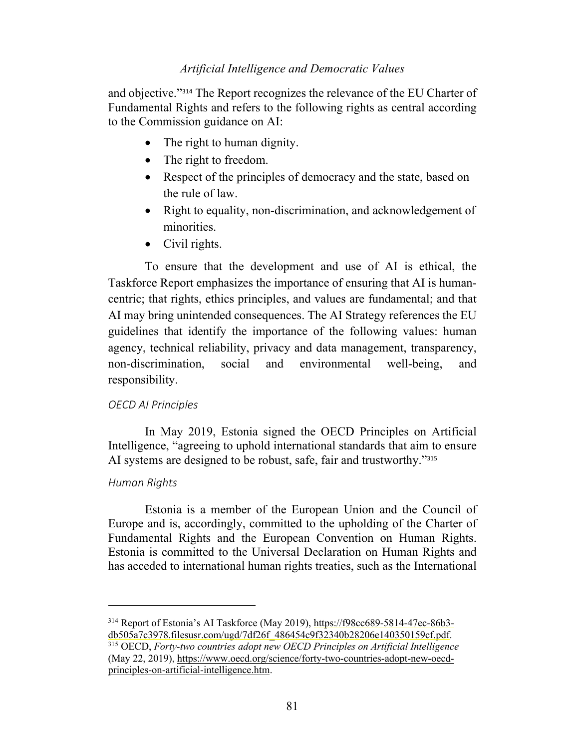and objective."[314] The Report recognizes the relevance of the EU Charter of Fundamental Rights and refers to the following rights as central according to the Commission guidance on AI:

- The right to human dignity.
- The right to freedom.
- Respect of the principles of democracy and the state, based on the rule of law.
- Right to equality, non-discrimination, and acknowledgement of minorities.
- Civil rights.

To ensure that the development and use of AI is ethical, the Taskforce Report emphasizes the importance of ensuring that AI is human-centric; that rights, ethics principles, and values are fundamental; and that AI may bring unintended consequences. The AI Strategy references the EU guidelines that identify the importance of the following values: human agency, technical reliability, privacy and data management, transparency, non-discrimination, social and environmental well-being, and responsibility.

*OECD AI Principles*

In May 2019, Estonia signed the OECD Principles on Artificial Intelligence, "agreeing to uphold international standards that aim to ensure AI systems are designed to be robust, safe, fair and trustworthy."[315]

*Human Rights*

Estonia is a member of the European Union and the Council of Europe and is, accordingly, committed to the upholding of the Charter of Fundamental Rights and the European Convention on Human Rights. Estonia is committed to the Universal Declaration on Human Rights and has acceded to international human rights treaties, such as the International

---

[314] Report of Estonia's AI Taskforce (May 2019), https://f98cc689-5814-47ec-86b3-db505a7c3978.filesusr.com/ugd/7df26f_486454c9f32340b28206e140350159cf.pdf.

[315] OECD, *Forty-two countries adopt new OECD Principles on Artificial Intelligence* (May 22, 2019), https://www.oecd.org/science/forty-two-countries-adopt-new-oecd-principles-on-artificial-intelligence.htm.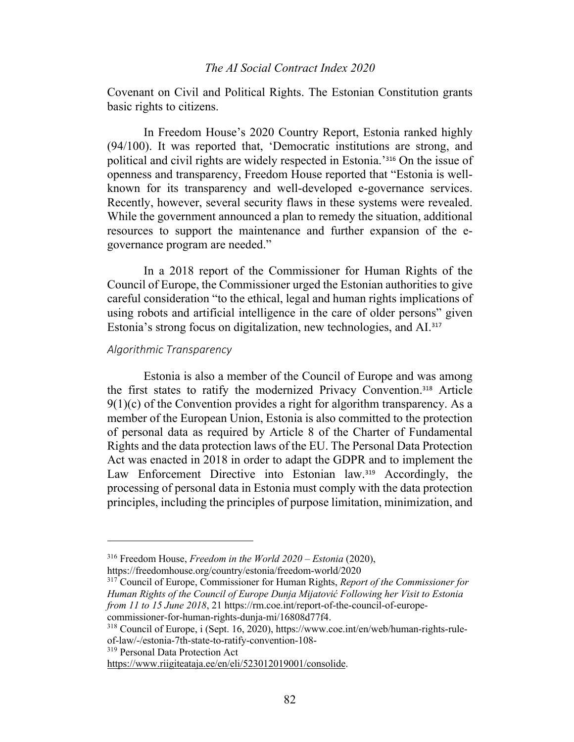Covenant on Civil and Political Rights. The Estonian Constitution grants basic rights to citizens.

In Freedom House's 2020 Country Report, Estonia ranked highly (94/100). It was reported that, 'Democratic institutions are strong, and political and civil rights are widely respected in Estonia.'[316] On the issue of openness and transparency, Freedom House reported that "Estonia is well-known for its transparency and well-developed e-governance services. Recently, however, several security flaws in these systems were revealed. While the government announced a plan to remedy the situation, additional resources to support the maintenance and further expansion of the e-governance program are needed."

In a 2018 report of the Commissioner for Human Rights of the Council of Europe, the Commissioner urged the Estonian authorities to give careful consideration "to the ethical, legal and human rights implications of using robots and artificial intelligence in the care of older persons" given Estonia's strong focus on digitalization, new technologies, and AI.[317]

### *Algorithmic Transparency*

Estonia is also a member of the Council of Europe and was among the first states to ratify the modernized Privacy Convention.[318] Article 9(1)(c) of the Convention provides a right for algorithm transparency. As a member of the European Union, Estonia is also committed to the protection of personal data as required by Article 8 of the Charter of Fundamental Rights and the data protection laws of the EU. The Personal Data Protection Act was enacted in 2018 in order to adapt the GDPR and to implement the Law Enforcement Directive into Estonian law.[319] Accordingly, the processing of personal data in Estonia must comply with the data protection principles, including the principles of purpose limitation, minimization, and

---

[316] Freedom House, *Freedom in the World 2020 – Estonia* (2020), https://freedomhouse.org/country/estonia/freedom-world/2020

[317] Council of Europe, Commissioner for Human Rights, *Report of the Commissioner for Human Rights of the Council of Europe Dunja Mijatović Following her Visit to Estonia from 11 to 15 June 2018*, 21 https://rm.coe.int/report-of-the-council-of-europe-commissioner-for-human-rights-dunja-mi/16808d77f4.

[318] Council of Europe, i (Sept. 16, 2020), https://www.coe.int/en/web/human-rights-rule-of-law/-/estonia-7th-state-to-ratify-convention-108-

[319] Personal Data Protection Act https://www.riigiteataja.ee/en/eli/523012019001/consolide.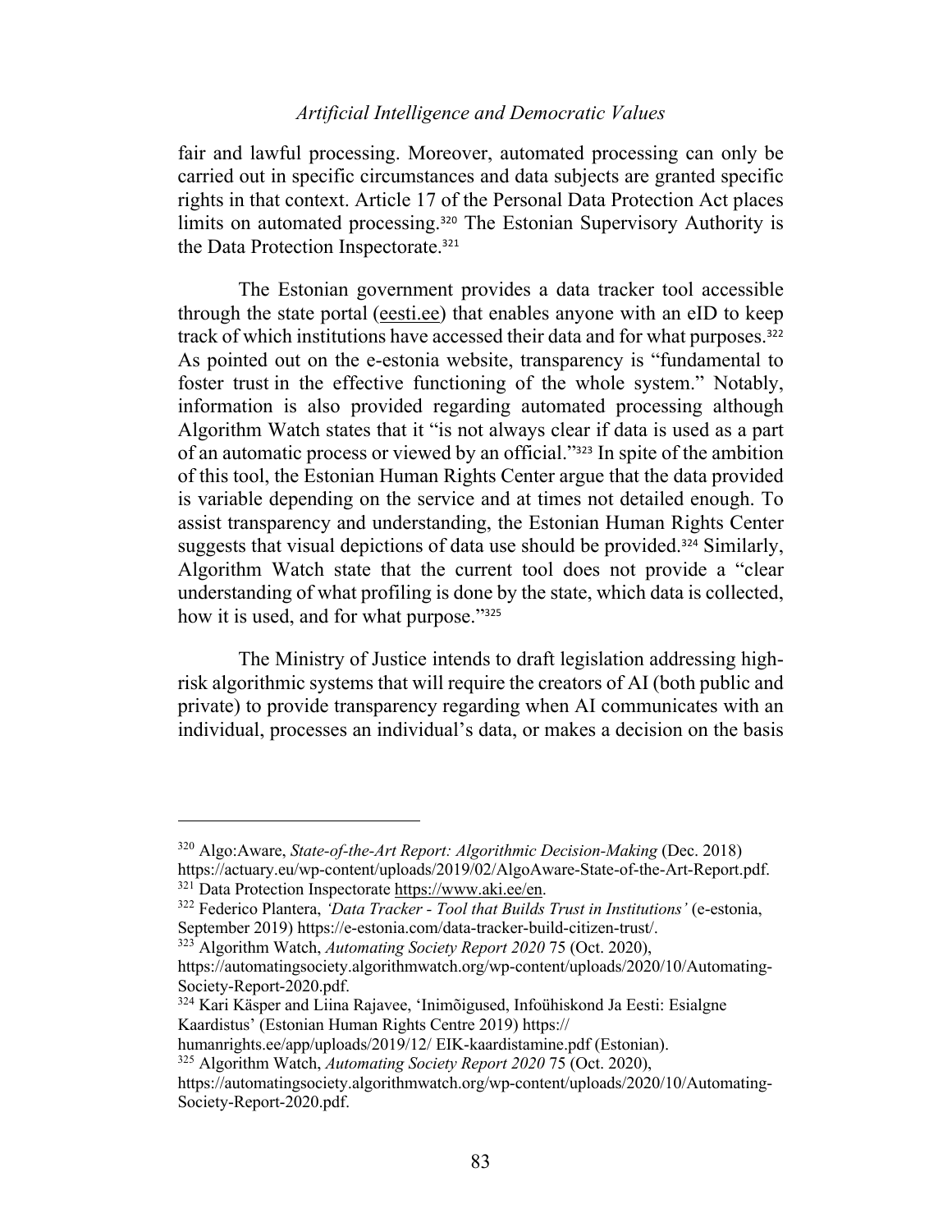fair and lawful processing. Moreover, automated processing can only be carried out in specific circumstances and data subjects are granted specific rights in that context. Article 17 of the Personal Data Protection Act places limits on automated processing.[320] The Estonian Supervisory Authority is the Data Protection Inspectorate.[321]

The Estonian government provides a data tracker tool accessible through the state portal (eesti.ee) that enables anyone with an eID to keep track of which institutions have accessed their data and for what purposes.[322] As pointed out on the e-estonia website, transparency is "fundamental to foster trust in the effective functioning of the whole system." Notably, information is also provided regarding automated processing although Algorithm Watch states that it "is not always clear if data is used as a part of an automatic process or viewed by an official."[323] In spite of the ambition of this tool, the Estonian Human Rights Center argue that the data provided is variable depending on the service and at times not detailed enough. To assist transparency and understanding, the Estonian Human Rights Center suggests that visual depictions of data use should be provided.[324] Similarly, Algorithm Watch state that the current tool does not provide a "clear understanding of what profiling is done by the state, which data is collected, how it is used, and for what purpose."[325]

The Ministry of Justice intends to draft legislation addressing high-risk algorithmic systems that will require the creators of AI (both public and private) to provide transparency regarding when AI communicates with an individual, processes an individual's data, or makes a decision on the basis

---

[320] Algo:Aware, *State-of-the-Art Report: Algorithmic Decision-Making* (Dec. 2018) https://actuary.eu/wp-content/uploads/2019/02/AlgoAware-State-of-the-Art-Report.pdf.

[321] Data Protection Inspectorate https://www.aki.ee/en.

[322] Federico Plantera, *'Data Tracker - Tool that Builds Trust in Institutions'* (e-estonia, September 2019) https://e-estonia.com/data-tracker-build-citizen-trust/.

[323] Algorithm Watch, *Automating Society Report 2020* 75 (Oct. 2020), https://automatingsociety.algorithmwatch.org/wp-content/uploads/2020/10/Automating-Society-Report-2020.pdf.

[324] Kari Käsper and Liina Rajavee, 'Inimõigused, Infoühiskond Ja Eesti: Esialgne Kaardistus' (Estonian Human Rights Centre 2019) https:// humanrights.ee/app/uploads/2019/12/ EIK-kaardistamine.pdf (Estonian).

[325] Algorithm Watch, *Automating Society Report 2020* 75 (Oct. 2020), https://automatingsociety.algorithmwatch.org/wp-content/uploads/2020/10/Automating-Society-Report-2020.pdf.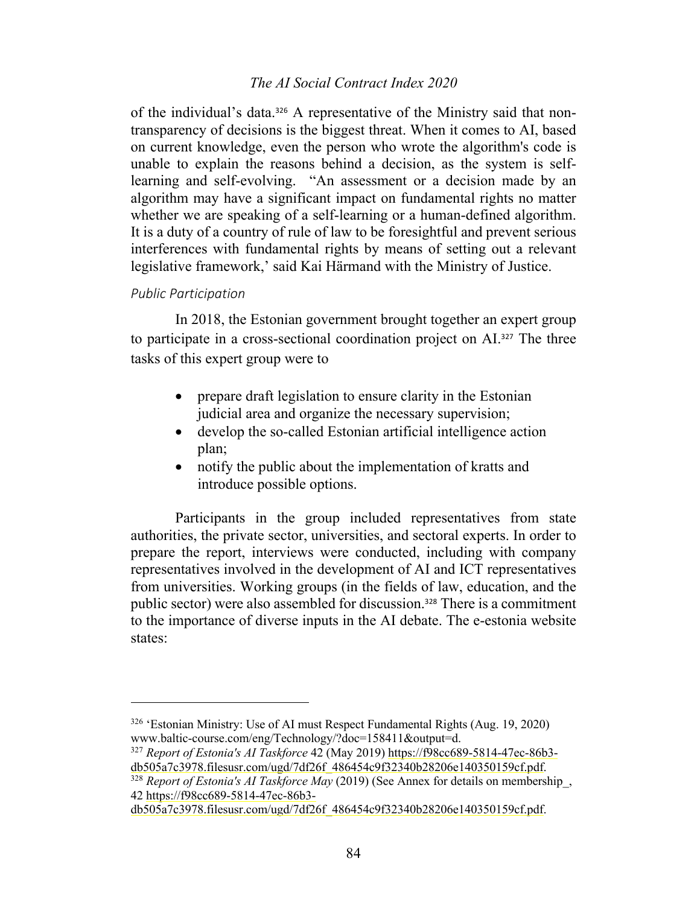of the individual's data.[326] A representative of the Ministry said that non-transparency of decisions is the biggest threat. When it comes to AI, based on current knowledge, even the person who wrote the algorithm's code is unable to explain the reasons behind a decision, as the system is self-learning and self-evolving. "An assessment or a decision made by an algorithm may have a significant impact on fundamental rights no matter whether we are speaking of a self-learning or a human-defined algorithm. It is a duty of a country of rule of law to be foresightful and prevent serious interferences with fundamental rights by means of setting out a relevant legislative framework,' said Kai Härmand with the Ministry of Justice.

*Public Participation*

In 2018, the Estonian government brought together an expert group to participate in a cross-sectional coordination project on AI.[327] The three tasks of this expert group were to

- prepare draft legislation to ensure clarity in the Estonian judicial area and organize the necessary supervision;
- develop the so-called Estonian artificial intelligence action plan;
- notify the public about the implementation of kratts and introduce possible options.

Participants in the group included representatives from state authorities, the private sector, universities, and sectoral experts. In order to prepare the report, interviews were conducted, including with company representatives involved in the development of AI and ICT representatives from universities. Working groups (in the fields of law, education, and the public sector) were also assembled for discussion.[328] There is a commitment to the importance of diverse inputs in the AI debate. The e-estonia website states:

---

[326] 'Estonian Ministry: Use of AI must Respect Fundamental Rights (Aug. 19, 2020) www.baltic-course.com/eng/Technology/?doc=158411&output=d.

[327] *Report of Estonia's AI Taskforce* 42 (May 2019) https://f98cc689-5814-47ec-86b3-db505a7c3978.filesusr.com/ugd/7df26f_486454c9f32340b28206e140350159cf.pdf.

[328] *Report of Estonia's AI Taskforce May* (2019) (See Annex for details on membership_, 42 https://f98cc689-5814-47ec-86b3-db505a7c3978.filesusr.com/ugd/7df26f_486454c9f32340b28206e140350159cf.pdf.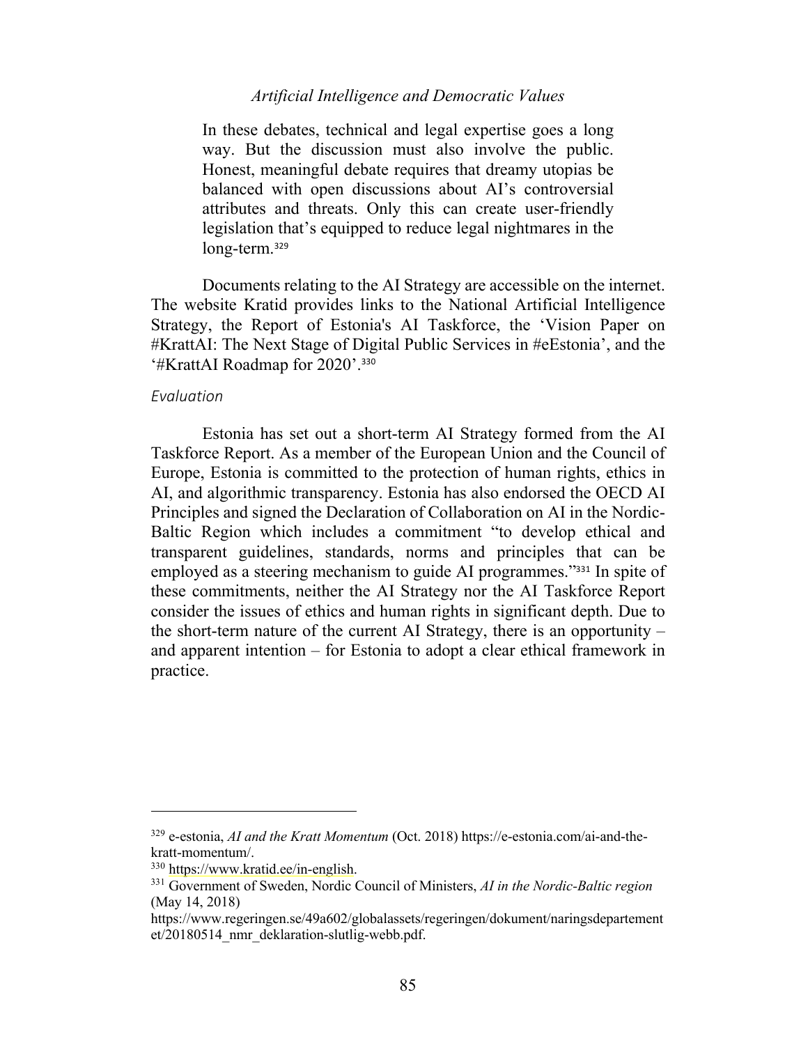> In these debates, technical and legal expertise goes a long way. But the discussion must also involve the public. Honest, meaningful debate requires that dreamy utopias be balanced with open discussions about AI's controversial attributes and threats. Only this can create user-friendly legislation that's equipped to reduce legal nightmares in the long-term.[329]

Documents relating to the AI Strategy are accessible on the internet. The website Kratid provides links to the National Artificial Intelligence Strategy, the Report of Estonia's AI Taskforce, the 'Vision Paper on #KrattAI: The Next Stage of Digital Public Services in #eEstonia', and the '#KrattAI Roadmap for 2020'.[330]

*Evaluation*

Estonia has set out a short-term AI Strategy formed from the AI Taskforce Report. As a member of the European Union and the Council of Europe, Estonia is committed to the protection of human rights, ethics in AI, and algorithmic transparency. Estonia has also endorsed the OECD AI Principles and signed the Declaration of Collaboration on AI in the Nordic-Baltic Region which includes a commitment "to develop ethical and transparent guidelines, standards, norms and principles that can be employed as a steering mechanism to guide AI programmes."[331] In spite of these commitments, neither the AI Strategy nor the AI Taskforce Report consider the issues of ethics and human rights in significant depth. Due to the short-term nature of the current AI Strategy, there is an opportunity – and apparent intention – for Estonia to adopt a clear ethical framework in practice.

---

[329] e-estonia, *AI and the Kratt Momentum* (Oct. 2018) https://e-estonia.com/ai-and-the-kratt-momentum/.

[330] https://www.kratid.ee/in-english.

[331] Government of Sweden, Nordic Council of Ministers, *AI in the Nordic-Baltic region* (May 14, 2018) https://www.regeringen.se/49a602/globalassets/regeringen/dokument/naringsdepartementet/20180514_nmr_deklaration-slutlig-webb.pdf.